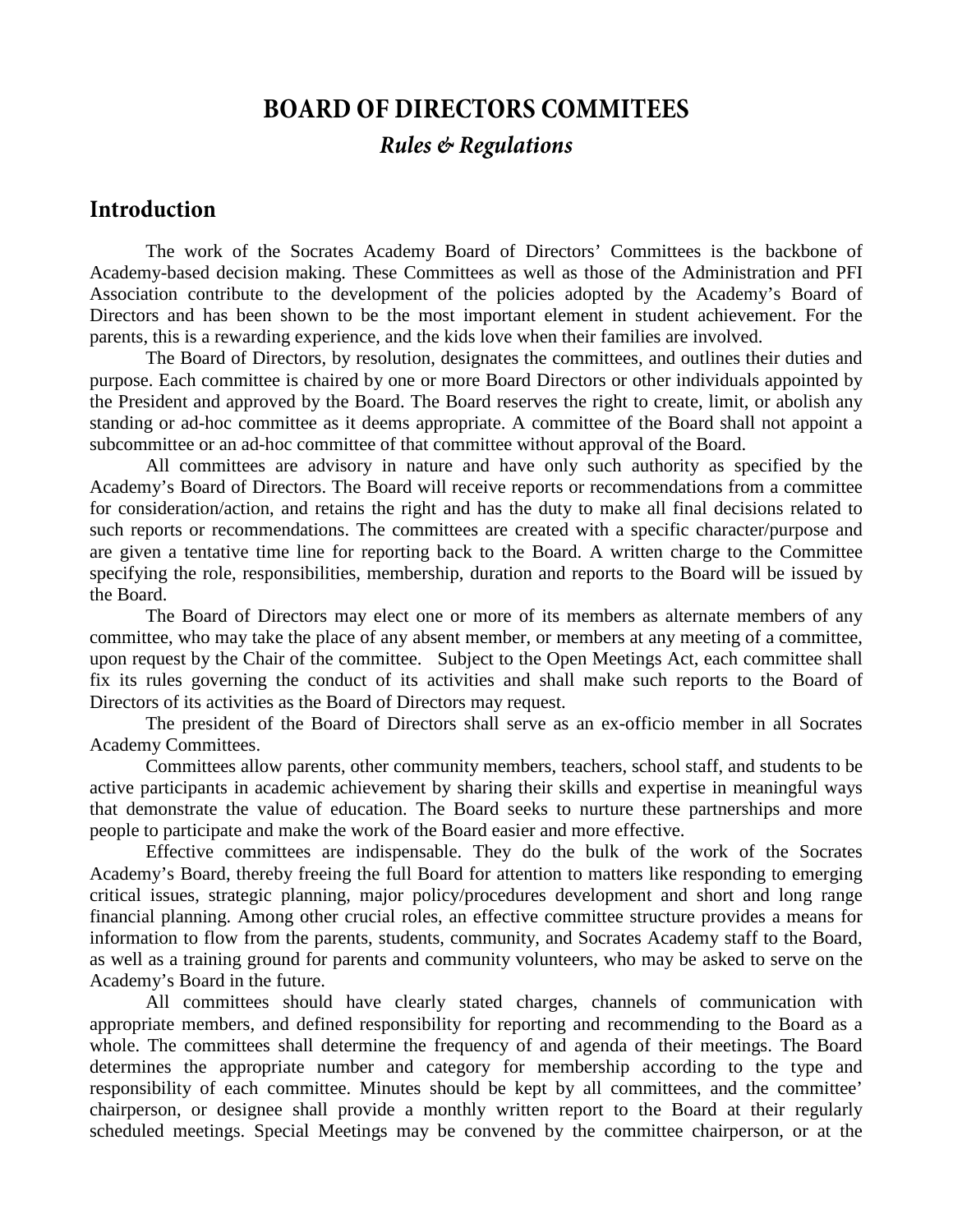# BOARD OF DIRECTORS COMMITEES

## *Rules & Regulations*

## Introduction

The work of the Socrates Academy Board of Directors' Committees is the backbone of Academy-based decision making. These Committees as well as those of the Administration and PFI Association contribute to the development of the policies adopted by the Academy's Board of Directors and has been shown to be the most important element in student achievement. For the parents, this is a rewarding experience, and the kids love when their families are involved.

The Board of Directors, by resolution, designates the committees, and outlines their duties and purpose. Each committee is chaired by one or more Board Directors or other individuals appointed by the President and approved by the Board. The Board reserves the right to create, limit, or abolish any standing or ad-hoc committee as it deems appropriate. A committee of the Board shall not appoint a subcommittee or an ad-hoc committee of that committee without approval of the Board.

All committees are advisory in nature and have only such authority as specified by the Academy's Board of Directors. The Board will receive reports or recommendations from a committee for consideration/action, and retains the right and has the duty to make all final decisions related to such reports or recommendations. The committees are created with a specific character/purpose and are given a tentative time line for reporting back to the Board. A written charge to the Committee specifying the role, responsibilities, membership, duration and reports to the Board will be issued by the Board.

The Board of Directors may elect one or more of its members as alternate members of any committee, who may take the place of any absent member, or members at any meeting of a committee, upon request by the Chair of the committee. Subject to the Open Meetings Act, each committee shall fix its rules governing the conduct of its activities and shall make such reports to the Board of Directors of its activities as the Board of Directors may request.

The president of the Board of Directors shall serve as an ex-officio member in all Socrates Academy Committees.

Committees allow parents, other community members, teachers, school staff, and students to be active participants in academic achievement by sharing their skills and expertise in meaningful ways that demonstrate the value of education. The Board seeks to nurture these partnerships and more people to participate and make the work of the Board easier and more effective.

Effective committees are indispensable. They do the bulk of the work of the Socrates Academy's Board, thereby freeing the full Board for attention to matters like responding to emerging critical issues, strategic planning, major policy/procedures development and short and long range financial planning. Among other crucial roles, an effective committee structure provides a means for information to flow from the parents, students, community, and Socrates Academy staff to the Board, as well as a training ground for parents and community volunteers, who may be asked to serve on the Academy's Board in the future.

All committees should have clearly stated charges, channels of communication with appropriate members, and defined responsibility for reporting and recommending to the Board as a whole. The committees shall determine the frequency of and agenda of their meetings. The Board determines the appropriate number and category for membership according to the type and responsibility of each committee. Minutes should be kept by all committees, and the committee' chairperson, or designee shall provide a monthly written report to the Board at their regularly scheduled meetings. Special Meetings may be convened by the committee chairperson, or at the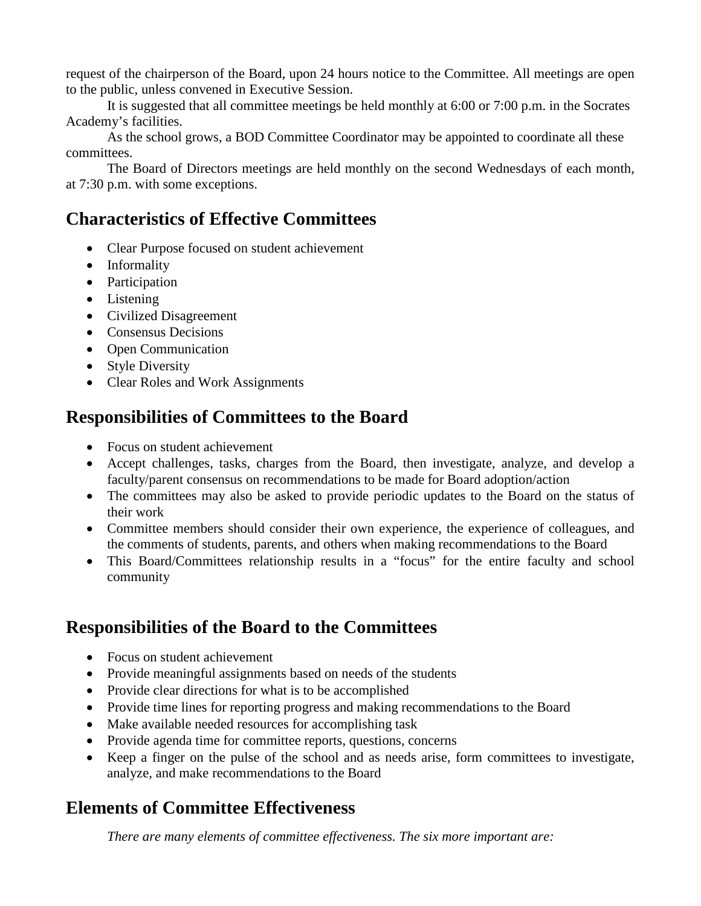request of the chairperson of the Board, upon 24 hours notice to the Committee. All meetings are open to the public, unless convened in Executive Session.

It is suggested that all committee meetings be held monthly at 6:00 or 7:00 p.m. in the Socrates Academy's facilities.

As the school grows, a BOD Committee Coordinator may be appointed to coordinate all these committees.

The Board of Directors meetings are held monthly on the second Wednesdays of each month, at 7:30 p.m. with some exceptions.

## Characteristics of Effective Committees

- Clear Purpose focused on student achievement
- Informality
- Participation
- Listening
- Civilized Disagreement
- Consensus Decisions
- Open Communication
- Style Diversity
- Clear Roles and Work Assignments

## Responsibilities of Committees to the Board

- Focus on student achievement
- Accept challenges, tasks, charges from the Board, then investigate, analyze, and develop a faculty/parent consensus on recommendations to be made for Board adoption/action
- The committees may also be asked to provide periodic updates to the Board on the status of their work
- Committee members should consider their own experience, the experience of colleagues, and the comments of students, parents, and others when making recommendations to the Board
- This Board/Committees relationship results in a "focus" for the entire faculty and school community

## Responsibilities of the Board to the Committees

- Focus on student achievement
- Provide meaningful assignments based on needs of the students
- Provide clear directions for what is to be accomplished
- Provide time lines for reporting progress and making recommendations to the Board
- Make available needed resources for accomplishing task
- Provide agenda time for committee reports, questions, concerns
- Keep a finger on the pulse of the school and as needs arise, form committees to investigate, analyze, and make recommendations to the Board

## Elements of Committee Effectiveness

*There are many elements of committee effectiveness. The six more important are:*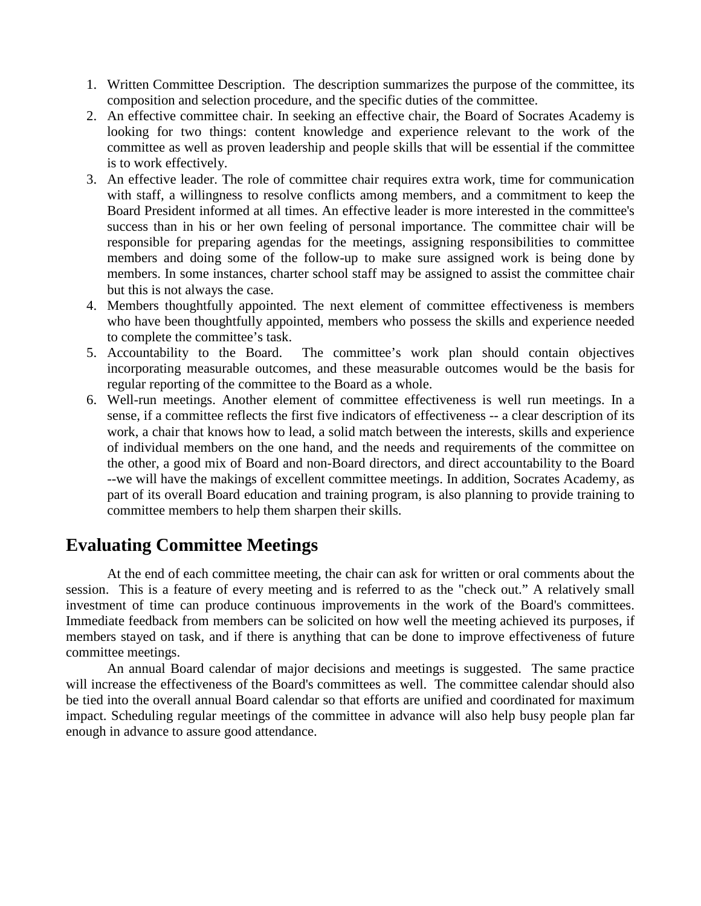1. Written Committee Description. The description summarizes the purpose of the committee, its composition and selection procedure, and the specific duties of the committee.
2. An effective committee chair. In seeking an effective chair, the Board of Socrates Academy is looking for two things: content knowledge and experience relevant to the work of the committee as well as proven leadership and people skills that will be essential if the committee is to work effectively.
3. An effective leader. The role of committee chair requires extra work, time for communication with staff, a willingness to resolve conflicts among members, and a commitment to keep the Board President informed at all times. An effective leader is more interested in the committee's success than in his or her own feeling of personal importance. The committee chair will be responsible for preparing agendas for the meetings, assigning responsibilities to committee members and doing some of the follow-up to make sure assigned work is being done by members. In some instances, charter school staff may be assigned to assist the committee chair but this is not always the case.
4. Members thoughtfully appointed. The next element of committee effectiveness is members who have been thoughtfully appointed, members who possess the skills and experience needed to complete the committee's task.
5. Accountability to the Board. The committee's work plan should contain objectives incorporating measurable outcomes, and these measurable outcomes would be the basis for regular reporting of the committee to the Board as a whole.
6. Well-run meetings. Another element of committee effectiveness is well run meetings. In a sense, if a committee reflects the first five indicators of effectiveness -- a clear description of its work, a chair that knows how to lead, a solid match between the interests, skills and experience of individual members on the one hand, and the needs and requirements of the committee on the other, a good mix of Board and non-Board directors, and direct accountability to the Board --we will have the makings of excellent committee meetings. In addition, Socrates Academy, as part of its overall Board education and training program, is also planning to provide training to committee members to help them sharpen their skills.

## Evaluating Committee Meetings

At the end of each committee meeting, the chair can ask for written or oral comments about the session. This is a feature of every meeting and is referred to as the "check out." A relatively small investment of time can produce continuous improvements in the work of the Board's committees. Immediate feedback from members can be solicited on how well the meeting achieved its purposes, if members stayed on task, and if there is anything that can be done to improve effectiveness of future committee meetings.

An annual Board calendar of major decisions and meetings is suggested. The same practice will increase the effectiveness of the Board's committees as well. The committee calendar should also be tied into the overall annual Board calendar so that efforts are unified and coordinated for maximum impact. Scheduling regular meetings of the committee in advance will also help busy people plan far enough in advance to assure good attendance.